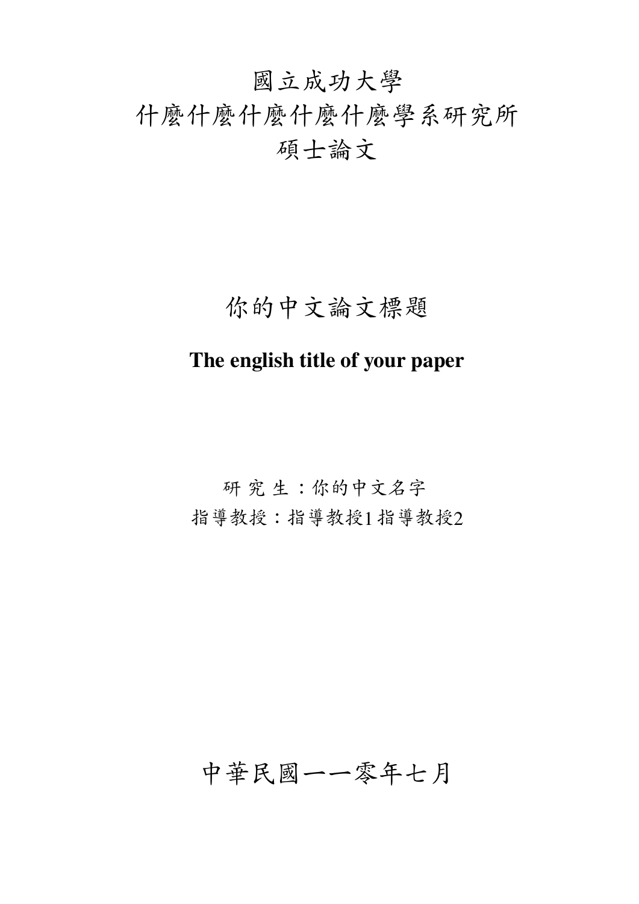# 國立成功大學
# 什麼什麼什麼什麼什麼學系研究所
# 碩士論文

## 你的中文論文標題

**The english title of your paper**

研 究 生：你的中文名字

指導教授：指導教授1 指導教授2

中華民國一一零年七月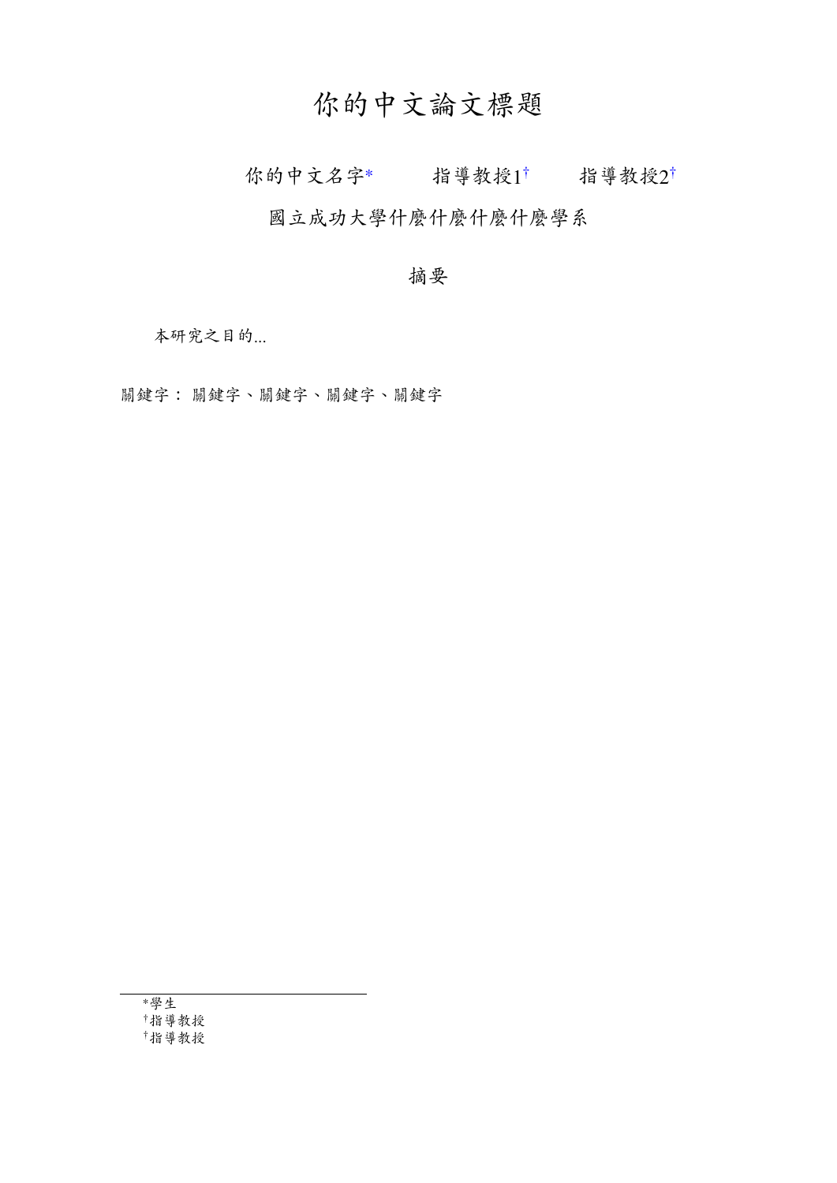# 你的中文論文標題

你的中文名字* 指導教授1† 指導教授2†

國立成功大學什麼什麼什麼什麼學系

## 摘要

本研究之目的...

關鍵字： 關鍵字、關鍵字、關鍵字、關鍵字

---

*學生

†指導教授

†指導教授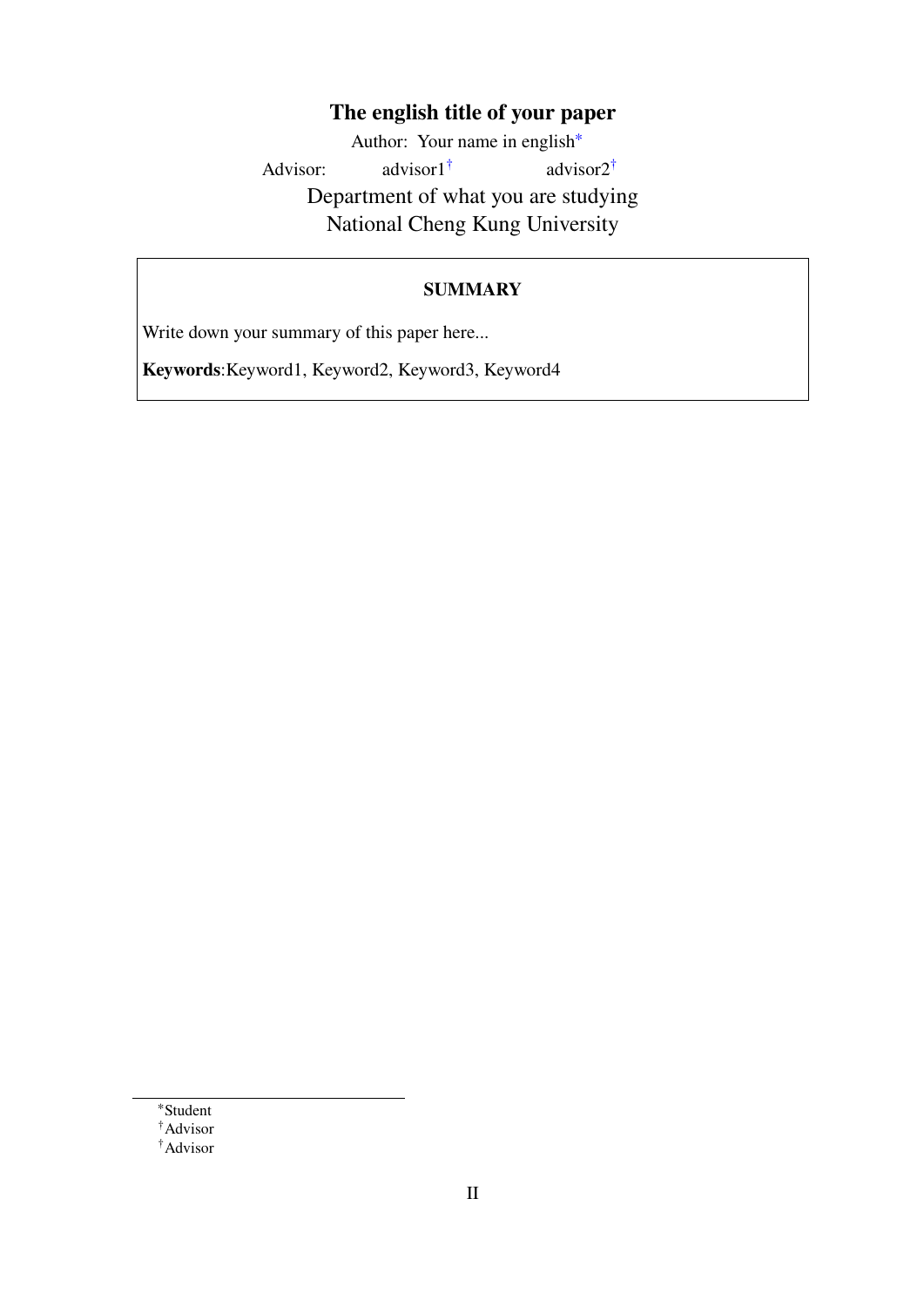# The english title of your paper

Author: Your name in english*

Advisor: advisor1† advisor2†

Department of what you are studying

National Cheng Kung University

## SUMMARY

Write down your summary of this paper here...

**Keywords**:Keyword1, Keyword2, Keyword3, Keyword4

---

*Student

†Advisor

†Advisor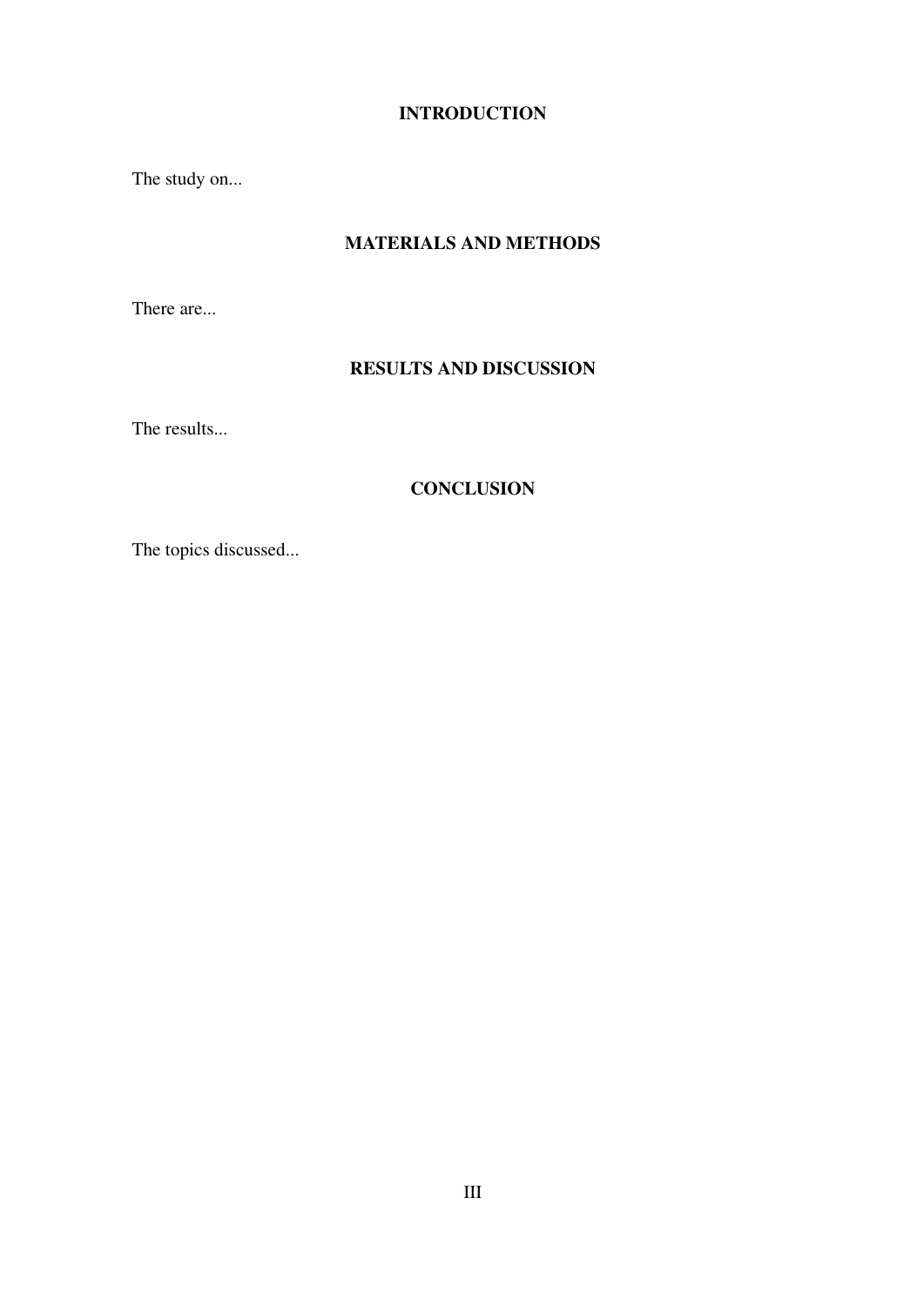## INTRODUCTION

The study on...

## MATERIALS AND METHODS

There are...

## RESULTS AND DISCUSSION

The results...

## CONCLUSION

The topics discussed...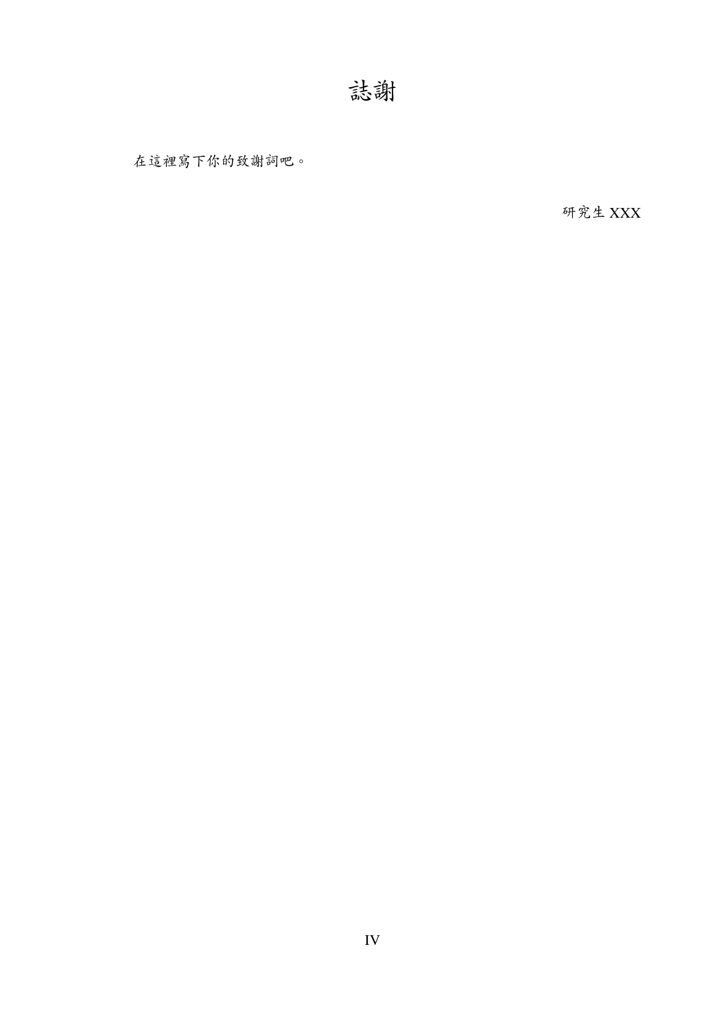# 誌謝

在這裡寫下你的致謝詞吧。

研究生 XXX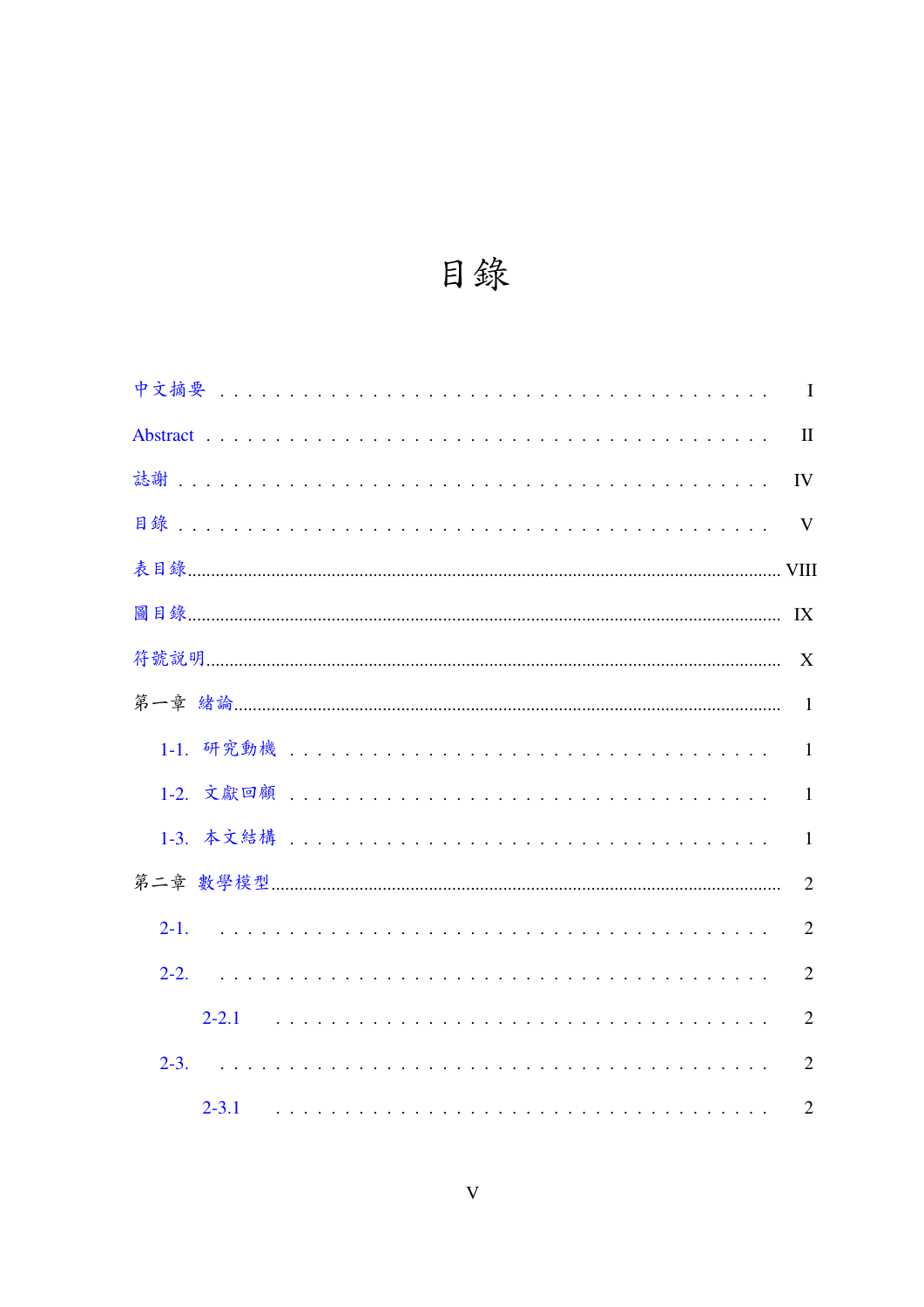# 目錄

中文摘要 . . . . . . . . . . . . . . . . . . . . . . . . . . . . . . . . . . . I

Abstract . . . . . . . . . . . . . . . . . . . . . . . . . . . . . . . . . . . II

誌謝 . . . . . . . . . . . . . . . . . . . . . . . . . . . . . . . . . . . IV

目錄 . . . . . . . . . . . . . . . . . . . . . . . . . . . . . . . . . . . V

表目錄 .............................................................................................. VIII

圖目錄 .............................................................................................. IX

符號說明 .............................................................................................. X

第一章 緒論 .............................................................................................. 1

  1-1. 研究動機 . . . . . . . . . . . . . . . . . . . . . . . . . . . . . 1

  1-2. 文獻回顧 . . . . . . . . . . . . . . . . . . . . . . . . . . . . . 1

  1-3. 本文結構 . . . . . . . . . . . . . . . . . . . . . . . . . . . . . 1

第二章 數學模型 .............................................................................................. 2

  2-1. . . . . . . . . . . . . . . . . . . . . . . . . . . . . . . . . . 2

  2-2. . . . . . . . . . . . . . . . . . . . . . . . . . . . . . . . . . 2

    2-2.1 . . . . . . . . . . . . . . . . . . . . . . . . . . . . . . . 2

  2-3. . . . . . . . . . . . . . . . . . . . . . . . . . . . . . . . . . 2

    2-3.1 . . . . . . . . . . . . . . . . . . . . . . . . . . . . . . . 2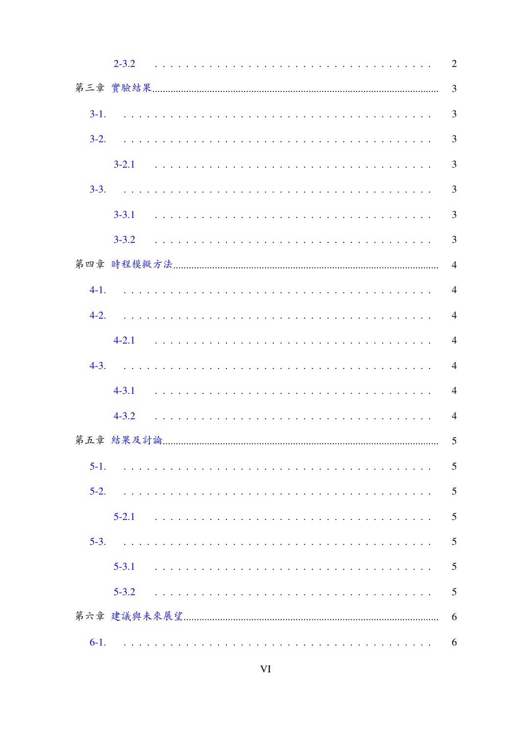2-3.2 . . . . . . . . . . . . . . . . . . . . . . . . . . . . . . . . . . . 2

第三章 實驗結果 .......................................................................................... 3

3-1. . . . . . . . . . . . . . . . . . . . . . . . . . . . . . . . . . . . . 3

3-2. . . . . . . . . . . . . . . . . . . . . . . . . . . . . . . . . . . . . 3

3-2.1 . . . . . . . . . . . . . . . . . . . . . . . . . . . . . . . . . . . 3

3-3. . . . . . . . . . . . . . . . . . . . . . . . . . . . . . . . . . . . . 3

3-3.1 . . . . . . . . . . . . . . . . . . . . . . . . . . . . . . . . . . . 3

3-3.2 . . . . . . . . . . . . . . . . . . . . . . . . . . . . . . . . . . . 3

第四章 時程模擬方法 .......................................................................................... 4

4-1. . . . . . . . . . . . . . . . . . . . . . . . . . . . . . . . . . . . . 4

4-2. . . . . . . . . . . . . . . . . . . . . . . . . . . . . . . . . . . . . 4

4-2.1 . . . . . . . . . . . . . . . . . . . . . . . . . . . . . . . . . . . 4

4-3. . . . . . . . . . . . . . . . . . . . . . . . . . . . . . . . . . . . . 4

4-3.1 . . . . . . . . . . . . . . . . . . . . . . . . . . . . . . . . . . . 4

4-3.2 . . . . . . . . . . . . . . . . . . . . . . . . . . . . . . . . . . . 4

第五章 結果及討論 .......................................................................................... 5

5-1. . . . . . . . . . . . . . . . . . . . . . . . . . . . . . . . . . . . . 5

5-2. . . . . . . . . . . . . . . . . . . . . . . . . . . . . . . . . . . . . 5

5-2.1 . . . . . . . . . . . . . . . . . . . . . . . . . . . . . . . . . . . 5

5-3. . . . . . . . . . . . . . . . . . . . . . . . . . . . . . . . . . . . . 5

5-3.1 . . . . . . . . . . . . . . . . . . . . . . . . . . . . . . . . . . . 5

5-3.2 . . . . . . . . . . . . . . . . . . . . . . . . . . . . . . . . . . . 5

第六章 建議與未來展望 .......................................................................................... 6

6-1. . . . . . . . . . . . . . . . . . . . . . . . . . . . . . . . . . . . . 6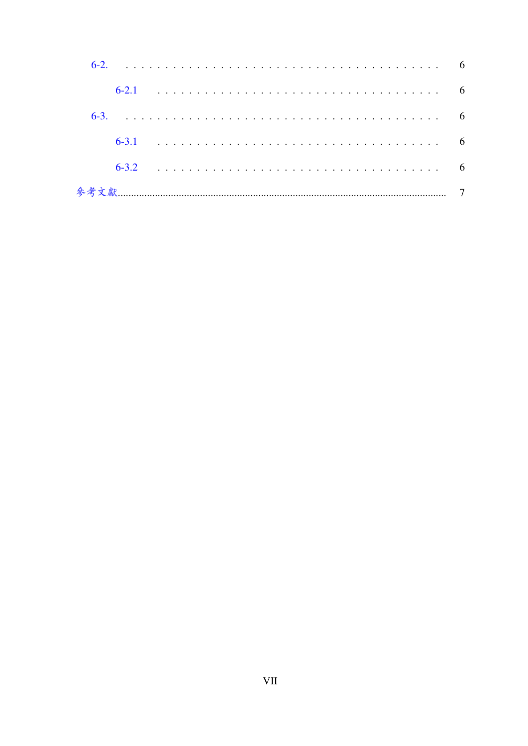6-2. . . . . . . . . . . . . . . . . . . . . . . . . . . . . . . . . . . . . . . . 6

6-2.1 . . . . . . . . . . . . . . . . . . . . . . . . . . . . . . . . . . . . 6

6-3. . . . . . . . . . . . . . . . . . . . . . . . . . . . . . . . . . . . . . . . 6

6-3.1 . . . . . . . . . . . . . . . . . . . . . . . . . . . . . . . . . . . . 6

6-3.2 . . . . . . . . . . . . . . . . . . . . . . . . . . . . . . . . . . . . 6

參考文獻........................................................................................................................ 7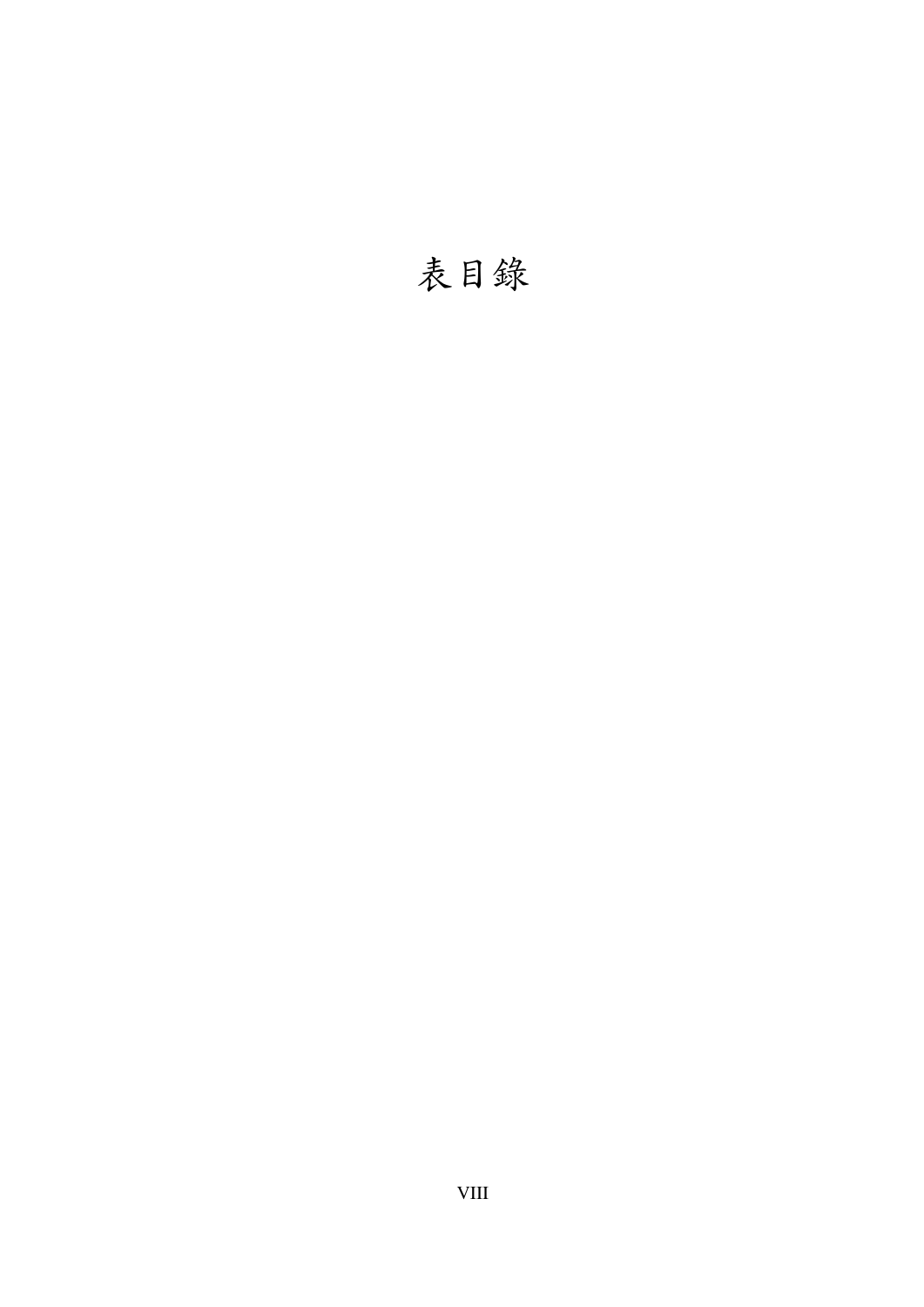# 表目錄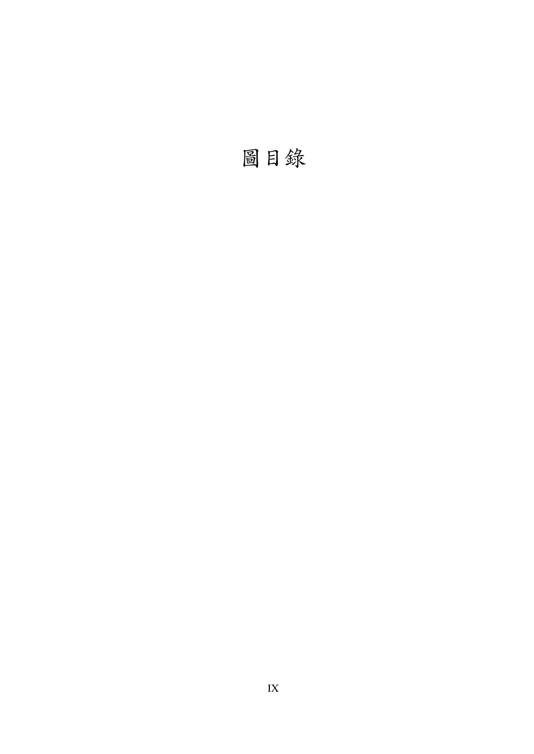# 圖目錄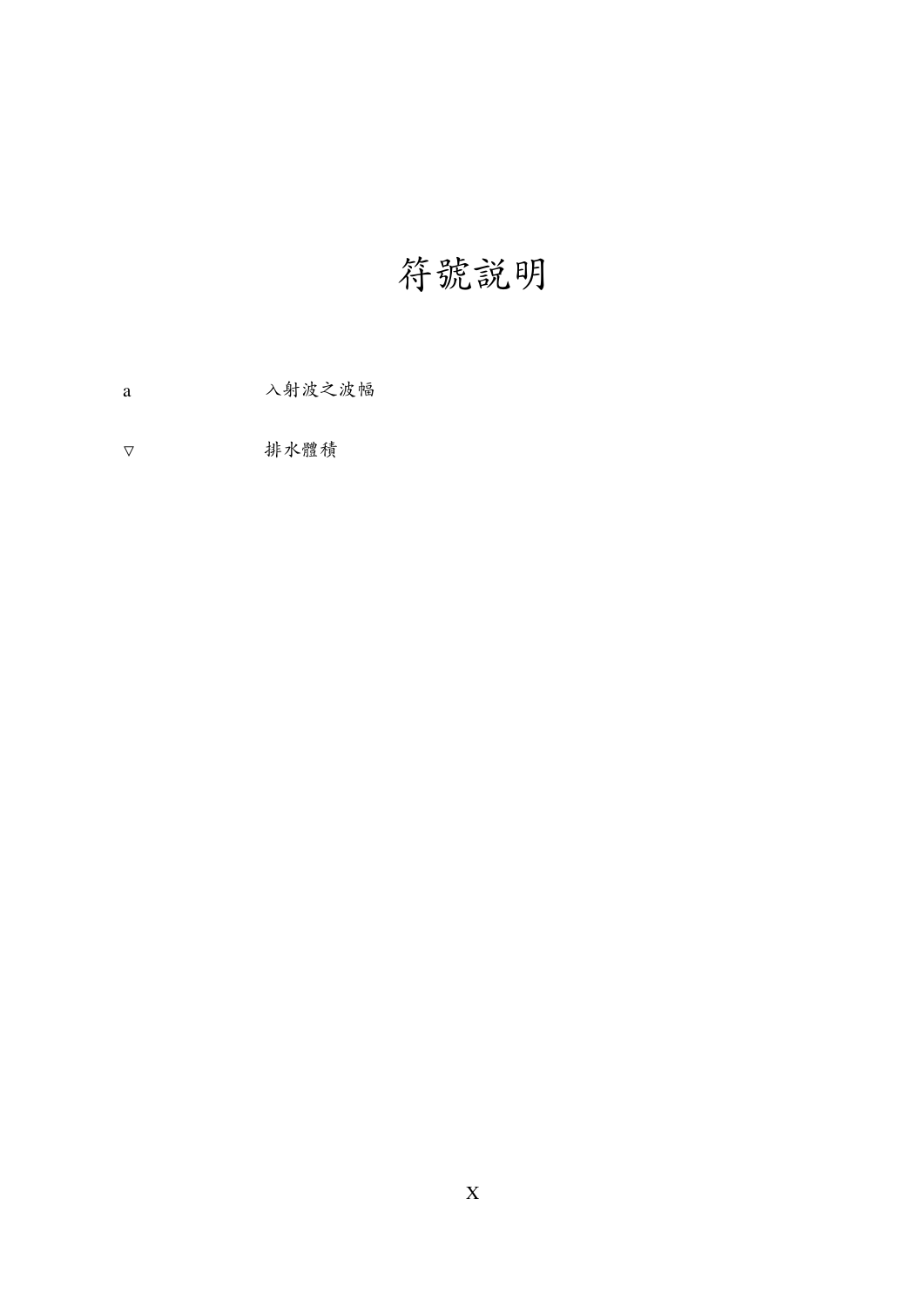# 符號說明

| | |
|---|---|
| $a$ | 入射波之波幅 |
| $\triangledown$ | 排水體積 |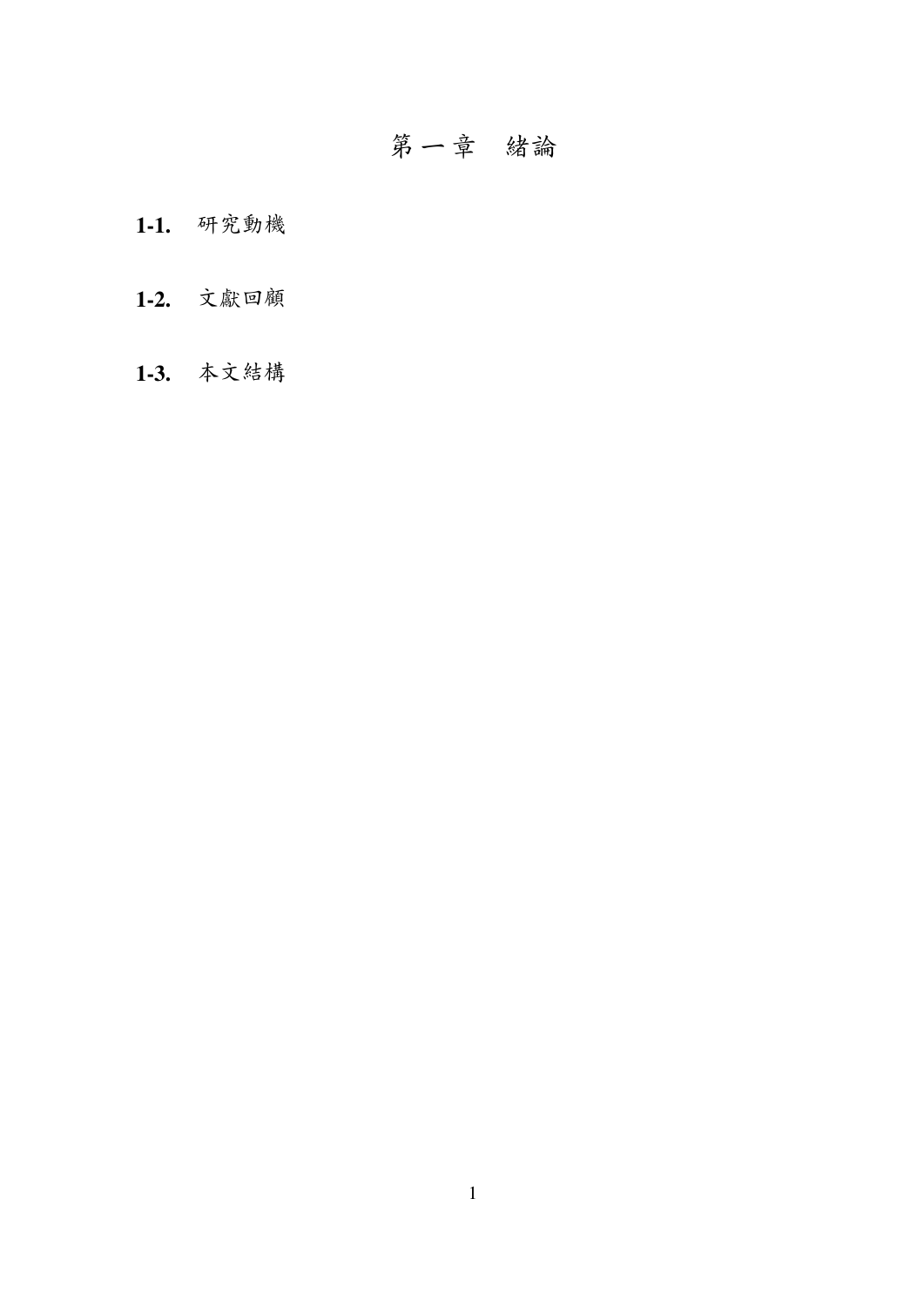# 第一章　緒論

## 1-1. 研究動機

## 1-2. 文獻回顧

## 1-3. 本文結構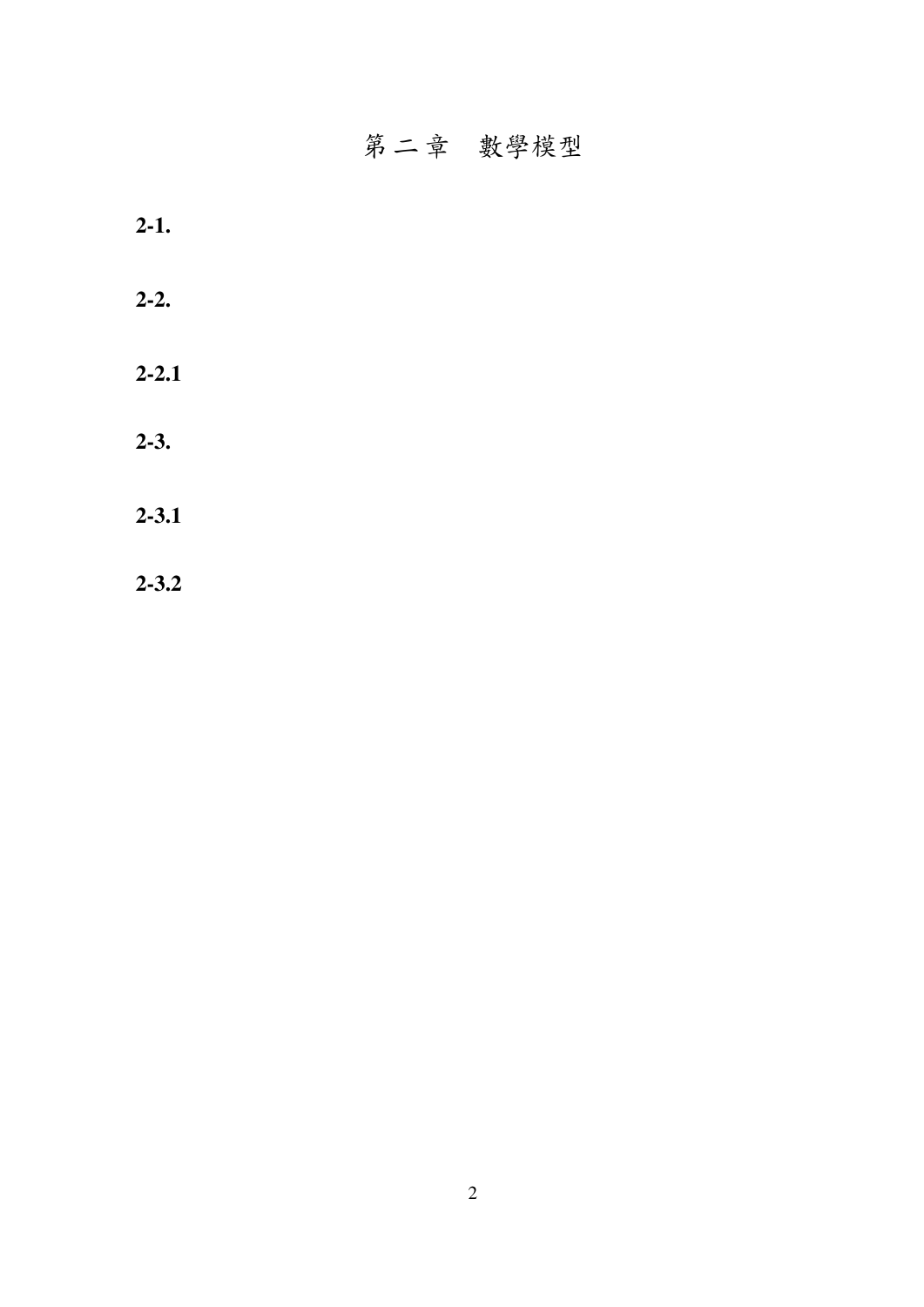# 第二章　數學模型

## 2-1.

## 2-2.

### 2-2.1

## 2-3.

### 2-3.1

### 2-3.2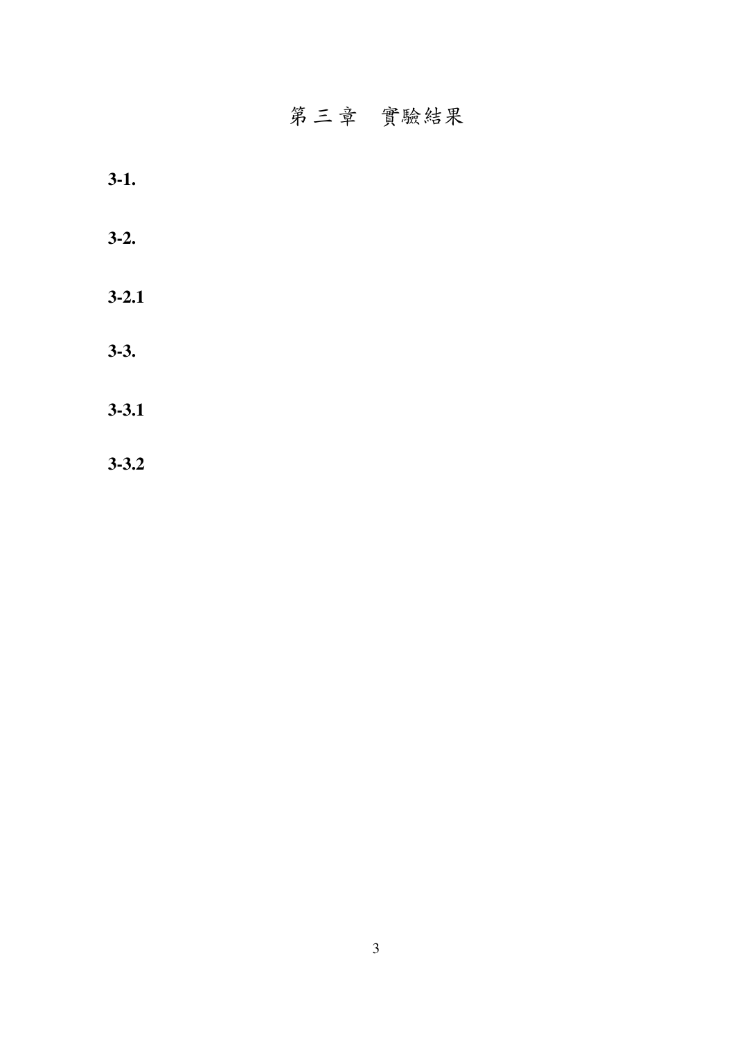# 第三章　實驗結果

## 3-1.

## 3-2.

### 3-2.1

## 3-3.

### 3-3.1

### 3-3.2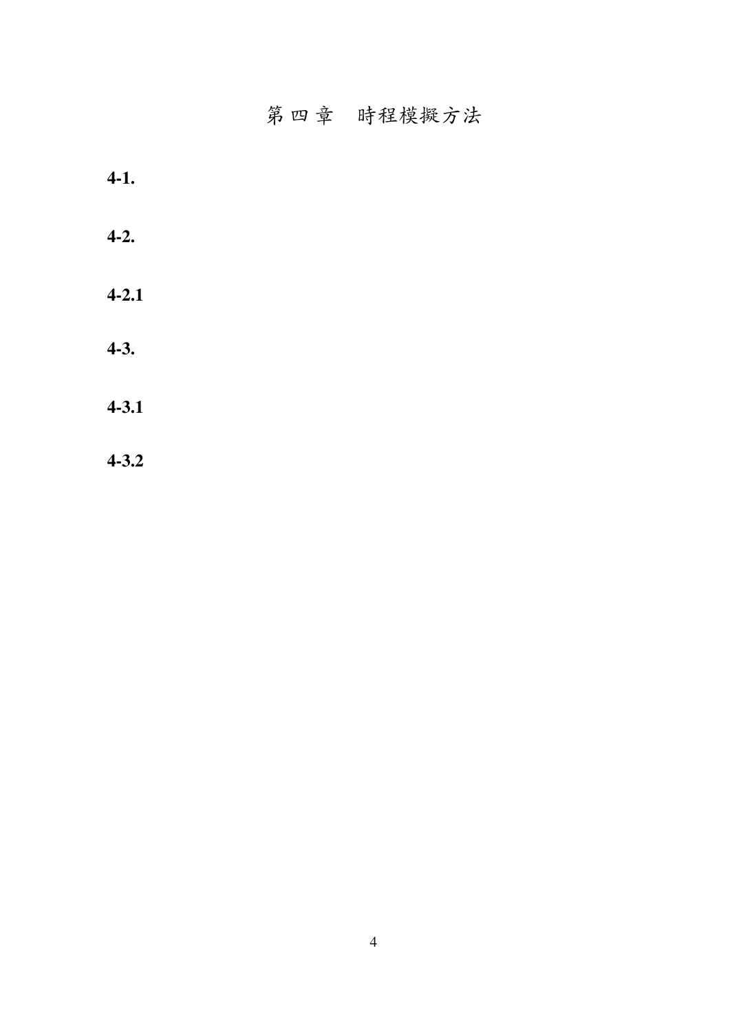# 第四章　時程模擬方法

**4-1.**

**4-2.**

**4-2.1**

**4-3.**

**4-3.1**

**4-3.2**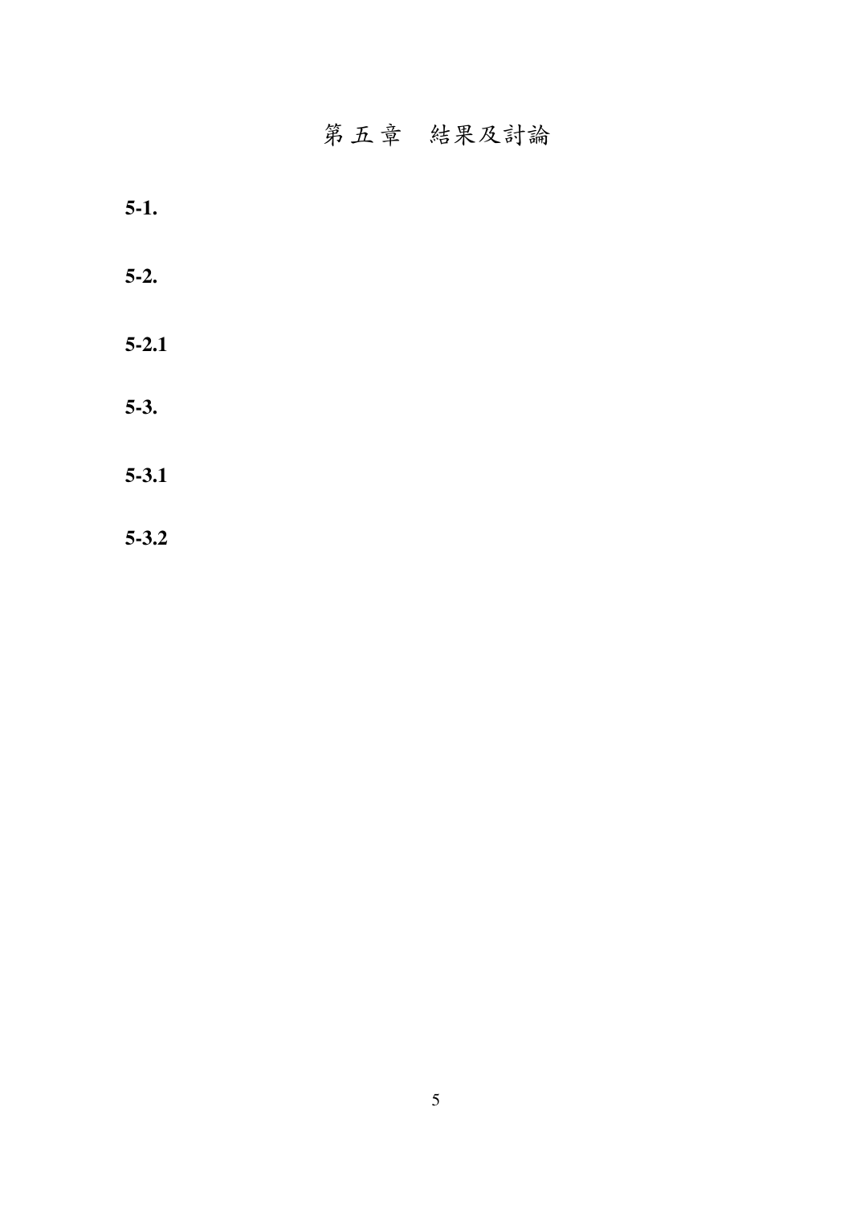# 第五章　結果及討論

## 5-1.

## 5-2.

### 5-2.1

## 5-3.

### 5-3.1

### 5-3.2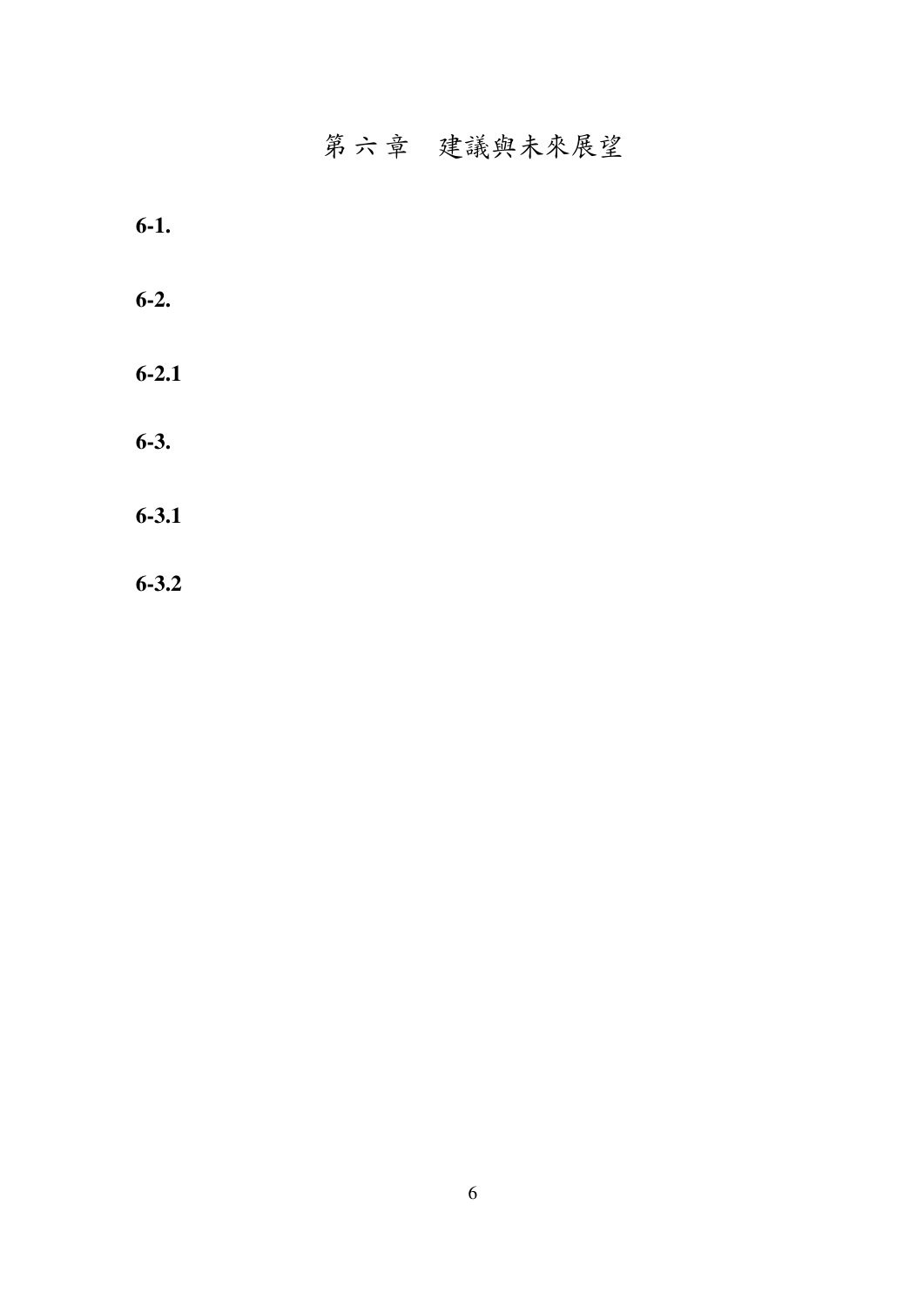# 第 六 章　建議與未來展望

## 6-1.

## 6-2.

### 6-2.1

## 6-3.

### 6-3.1

### 6-3.2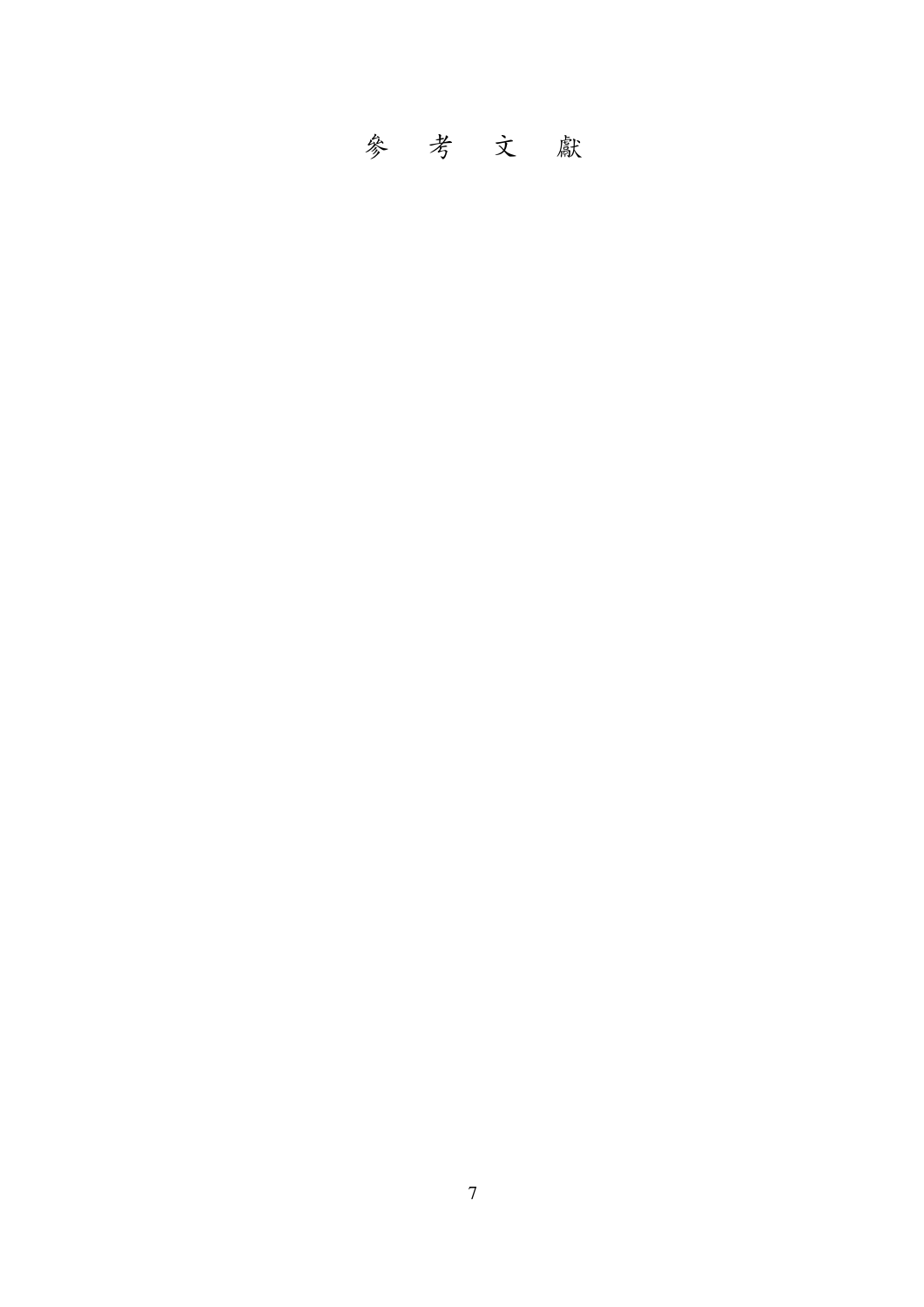# 參 考 文 獻